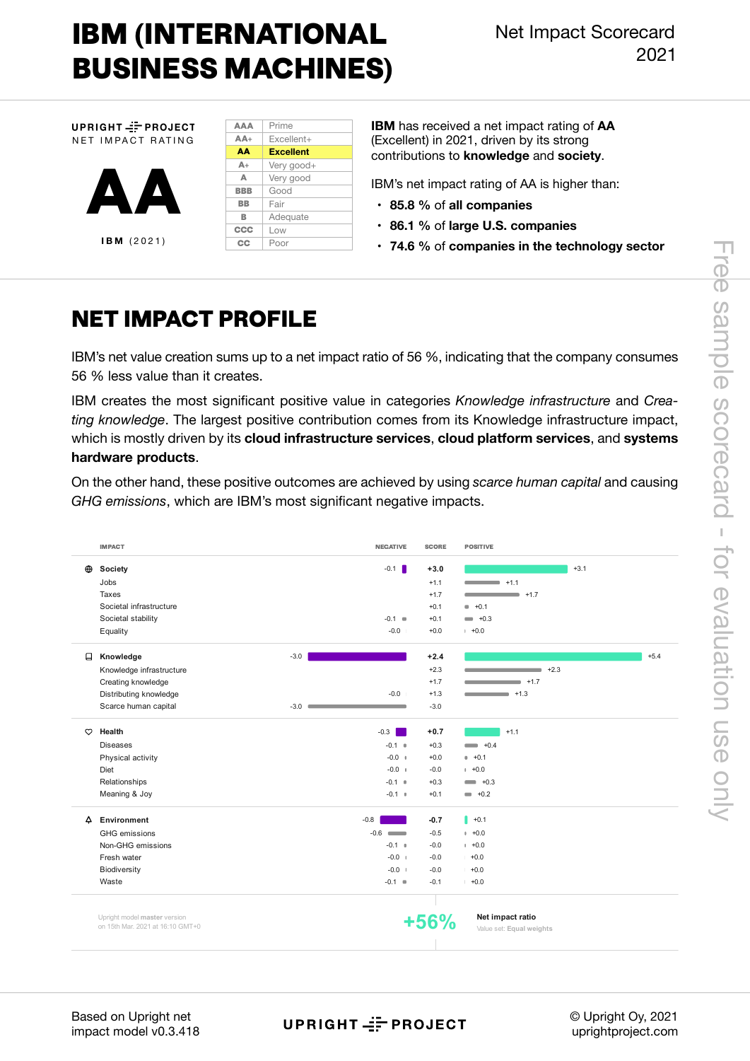# IBM (INTERNATIONAL BUSINESS MACHINES)

Net Impact Scorecard 2021

UPRIGHT PROJECT
NET IMPACT RATING

**AA**

IBM (2021)

| | |
|---|---|
| AAA | Prime |
| AA+ | Excellent+ |
| **AA** | **Excellent** |
| A+ | Very good+ |
| A | Very good |
| BBB | Good |
| BB | Fair |
| B | Adequate |
| CCC | Low |
| CC | Poor |

**IBM** has received a net impact rating of **AA** (Excellent) in 2021, driven by its strong contributions to **knowledge** and **society**.

IBM's net impact rating of AA is higher than:

- **85.8 %** of **all companies**
- **86.1 %** of **large U.S. companies**
- **74.6 %** of **companies in the technology sector**

Free sample scorecard - for evaluation use only

## NET IMPACT PROFILE

IBM's net value creation sums up to a net impact ratio of 56 %, indicating that the company consumes 56 % less value than it creates.

IBM creates the most significant positive value in categories *Knowledge infrastructure* and *Creating knowledge*. The largest positive contribution comes from its Knowledge infrastructure impact, which is mostly driven by its **cloud infrastructure services**, **cloud platform services**, and **systems hardware products**.

On the other hand, these positive outcomes are achieved by using *scarce human capital* and causing *GHG emissions*, which are IBM's most significant negative impacts.

| IMPACT | NEGATIVE | SCORE | POSITIVE |
|---|---|---|---|
| **Society** | -0.1 | **+3.0** | +3.1 |
| Jobs | | +1.1 | +1.1 |
| Taxes | | +1.7 | +1.7 |
| Societal infrastructure | | +0.1 | +0.1 |
| Societal stability | -0.1 | +0.1 | +0.3 |
| Equality | -0.0 | +0.0 | +0.0 |
| **Knowledge** | -3.0 | **+2.4** | +5.4 |
| Knowledge infrastructure | | +2.3 | +2.3 |
| Creating knowledge | | +1.7 | +1.7 |
| Distributing knowledge | -0.0 | +1.3 | +1.3 |
| Scarce human capital | -3.0 | -3.0 | |
| **Health** | -0.3 | **+0.7** | +1.1 |
| Diseases | -0.1 | +0.3 | +0.4 |
| Physical activity | -0.0 | +0.0 | +0.1 |
| Diet | -0.0 | -0.0 | +0.0 |
| Relationships | -0.1 | +0.3 | +0.3 |
| Meaning & Joy | -0.1 | +0.1 | +0.2 |
| **Environment** | -0.8 | **-0.7** | +0.1 |
| GHG emissions | -0.6 | -0.5 | +0.0 |
| Non-GHG emissions | -0.1 | -0.0 | +0.0 |
| Fresh water | -0.0 | -0.0 | +0.0 |
| Biodiversity | -0.0 | -0.0 | +0.0 |
| Waste | -0.1 | -0.1 | +0.0 |

Upright model master version on 15th Mar. 2021 at 16:10 GMT+0

**+56%** Net impact ratio
Value set: Equal weights

Based on Upright net impact model v0.3.418

UPRIGHT PROJECT

© Upright Oy, 2021
uprightproject.com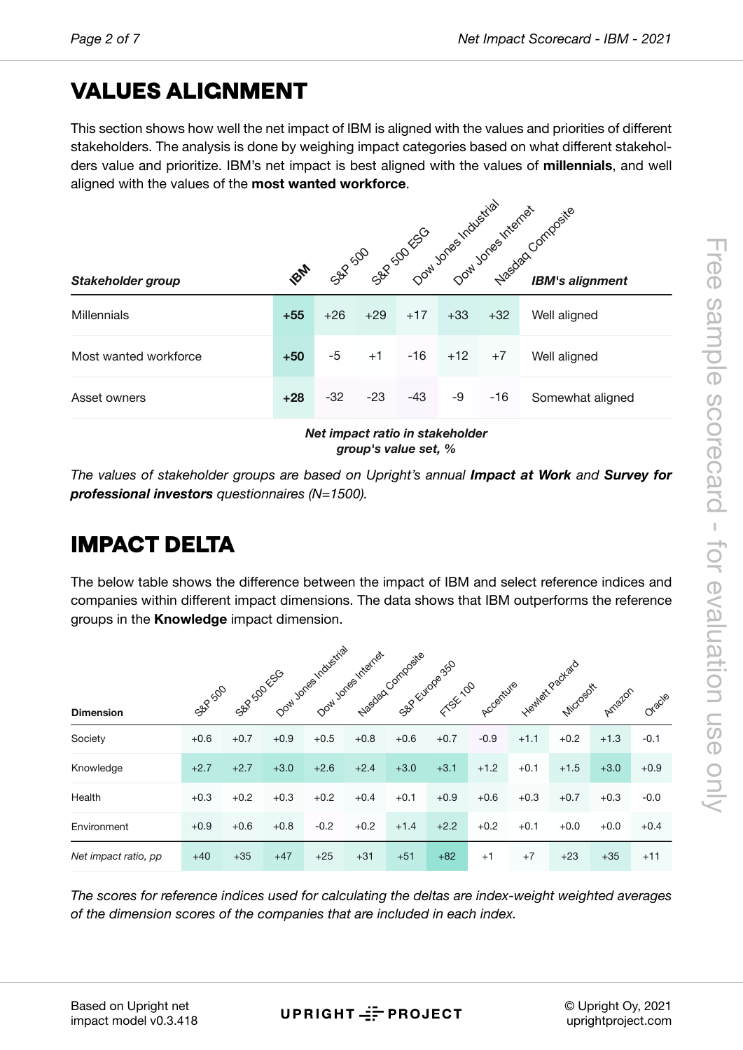# VALUES ALIGNMENT

This section shows how well the net impact of IBM is aligned with the values and priorities of different stakeholders. The analysis is done by weighing impact categories based on what different stakeholders value and prioritize. IBM's net impact is best aligned with the values of **millennials**, and well aligned with the values of the **most wanted workforce**.

| *Stakeholder group* | IBM | S&P 500 | S&P 500 ESG | Dow Jones Industrial | Dow Jones Internet | Nasdaq Composite | *IBM's alignment* |
|---|---|---|---|---|---|---|---|
| Millennials | **+55** | +26 | +29 | +17 | +33 | +32 | Well aligned |
| Most wanted workforce | **+50** | -5 | +1 | -16 | +12 | +7 | Well aligned |
| Asset owners | **+28** | -32 | -23 | -43 | -9 | -16 | Somewhat aligned |

***Net impact ratio in stakeholder group's value set, %***

*The values of stakeholder groups are based on Upright's annual **Impact at Work** and **Survey for professional investors** questionnaires (N=1500).*

# IMPACT DELTA

The below table shows the difference between the impact of IBM and select reference indices and companies within different impact dimensions. The data shows that IBM outperforms the reference groups in the **Knowledge** impact dimension.

| **Dimension** | S&P 500 | S&P 500 ESG | Dow Jones Industrial | Dow Jones Internet | Nasdaq Composite | S&P Europe 350 | FTSE 100 | Accenture | Hewlett Packard | Microsoft | Amazon | Oracle |
|---|---|---|---|---|---|---|---|---|---|---|---|---|
| Society | +0.6 | +0.7 | +0.9 | +0.5 | +0.8 | +0.6 | +0.7 | -0.9 | +1.1 | +0.2 | +1.3 | -0.1 |
| Knowledge | +2.7 | +2.7 | +3.0 | +2.6 | +2.4 | +3.0 | +3.1 | +1.2 | +0.1 | +1.5 | +3.0 | +0.9 |
| Health | +0.3 | +0.2 | +0.3 | +0.2 | +0.4 | +0.1 | +0.9 | +0.6 | +0.3 | +0.7 | +0.3 | -0.0 |
| Environment | +0.9 | +0.6 | +0.8 | -0.2 | +0.2 | +1.4 | +2.2 | +0.2 | +0.1 | +0.0 | +0.0 | +0.4 |
| *Net impact ratio, pp* | +40 | +35 | +47 | +25 | +31 | +51 | +82 | +1 | +7 | +23 | +35 | +11 |

*The scores for reference indices used for calculating the deltas are index-weight weighted averages of the dimension scores of the companies that are included in each index.*

Based on Upright net impact model v0.3.418

UPRIGHT PROJECT

© Upright Oy, 2021
uprightproject.com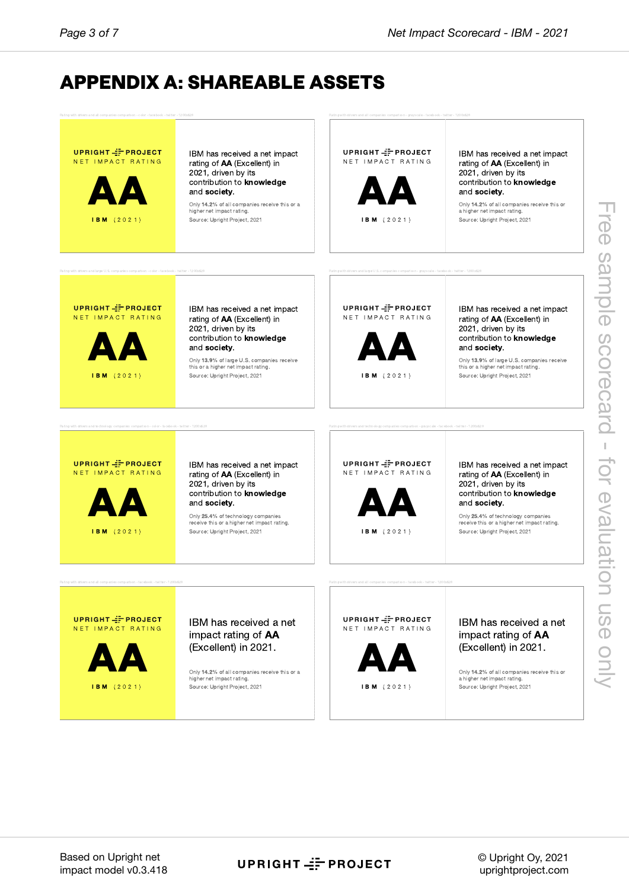# APPENDIX A: SHAREABLE ASSETS

Rating with drivers and all companies comparison - color - facebook - twitter - 1200x628

UPRIGHT PROJECT
NET IMPACT RATING

**AA**

IBM (2021)

IBM has received a net impact rating of **AA** (Excellent) in 2021, driven by its contribution to **knowledge** and **society**.

Only **14.2%** of all companies receive this or a higher net impact rating.
Source: Upright Project, 2021

Rating with drivers and all companies comparison - grayscale - facebook - twitter - 1200x628

UPRIGHT PROJECT
NET IMPACT RATING

**AA**

IBM (2021)

IBM has received a net impact rating of **AA** (Excellent) in 2021, driven by its contribution to **knowledge** and **society**.

Only **14.2%** of all companies receive this or a higher net impact rating.
Source: Upright Project, 2021

Rating with drivers and large U.S. companies comparison - color - facebook - twitter - 1200x628

UPRIGHT PROJECT
NET IMPACT RATING

**AA**

IBM (2021)

IBM has received a net impact rating of **AA** (Excellent) in 2021, driven by its contribution to **knowledge** and **society**.

Only **13.9%** of large U.S. companies receive this or a higher net impact rating.
Source: Upright Project, 2021

Rating with drivers and large U.S. companies comparison - grayscale - facebook - twitter - 1200x628

UPRIGHT PROJECT
NET IMPACT RATING

**AA**

IBM (2021)

IBM has received a net impact rating of **AA** (Excellent) in 2021, driven by its contribution to **knowledge** and **society**.

Only **13.9%** of large U.S. companies receive this or a higher net impact rating.
Source: Upright Project, 2021

Rating with drivers and technology companies comparison - color - facebook - twitter - 1200x628

UPRIGHT PROJECT
NET IMPACT RATING

**AA**

IBM (2021)

IBM has received a net impact rating of **AA** (Excellent) in 2021, driven by its contribution to **knowledge** and **society**.

Only **25.4%** of technology companies receive this or a higher net impact rating.
Source: Upright Project, 2021

Rating with drivers and technology companies comparison - grayscale - facebook - twitter - 1200x628

UPRIGHT PROJECT
NET IMPACT RATING

**AA**

IBM (2021)

IBM has received a net impact rating of **AA** (Excellent) in 2021, driven by its contribution to **knowledge** and **society**.

Only **25.4%** of technology companies receive this or a higher net impact rating.
Source: Upright Project, 2021

Rating without drivers and all companies comparison - facebook - twitter - 1200x628

UPRIGHT PROJECT
NET IMPACT RATING

**AA**

IBM (2021)

IBM has received a net impact rating of **AA** (Excellent) in 2021.

Only **14.2%** of all companies receive this or a higher net impact rating.
Source: Upright Project, 2021

Rating without drivers and all companies comparison - facebook - twitter - 1200x628

UPRIGHT PROJECT
NET IMPACT RATING

**AA**

IBM (2021)

IBM has received a net impact rating of **AA** (Excellent) in 2021.

Only **14.2%** of all companies receive this or a higher net impact rating.
Source: Upright Project, 2021

Free sample scorecard - for evaluation use only

Based on Upright net impact model v0.3.418

UPRIGHT PROJECT

© Upright Oy, 2021
uprightproject.com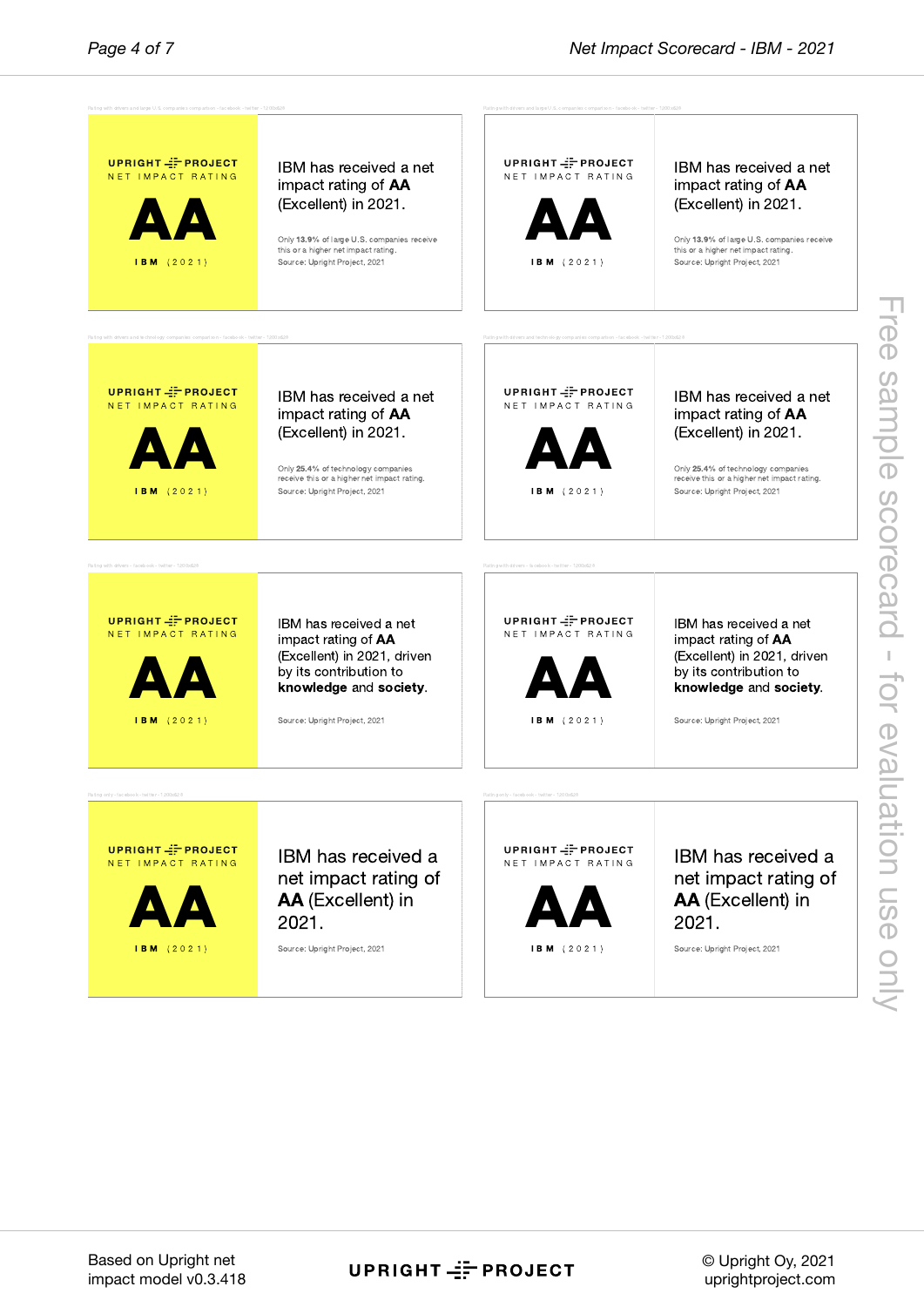Rating with drivers and large U.S. companies comparison - facebook - twitter - 1200x628

UPRIGHT PROJECT
NET IMPACT RATING

**AA**

**IBM** (2021)

IBM has received a net impact rating of **AA** (Excellent) in 2021.

Only **13.9%** of large U.S. companies receive this or a higher net impact rating.
Source: Upright Project, 2021

Rating with drivers and large U.S. companies comparison - facebook - twitter - 1200x628

UPRIGHT PROJECT
NET IMPACT RATING

**AA**

**IBM** (2021)

IBM has received a net impact rating of **AA** (Excellent) in 2021.

Only **13.9%** of large U.S. companies receive this or a higher net impact rating.
Source: Upright Project, 2021

Rating with drivers and technology companies comparison - facebook - twitter - 1200x628

UPRIGHT PROJECT
NET IMPACT RATING

**AA**

**IBM** (2021)

IBM has received a net impact rating of **AA** (Excellent) in 2021.

Only **25.4%** of technology companies receive this or a higher net impact rating.
Source: Upright Project, 2021

Rating with drivers and technology companies comparison - facebook - twitter - 1200x628

UPRIGHT PROJECT
NET IMPACT RATING

**AA**

**IBM** (2021)

IBM has received a net impact rating of **AA** (Excellent) in 2021.

Only **25.4%** of technology companies receive this or a higher net impact rating.
Source: Upright Project, 2021

Rating with drivers - facebook - twitter - 1200x628

UPRIGHT PROJECT
NET IMPACT RATING

**AA**

**IBM** (2021)

IBM has received a net impact rating of **AA** (Excellent) in 2021, driven by its contribution to **knowledge** and **society**.

Source: Upright Project, 2021

Rating with drivers - facebook - twitter - 1200x628

UPRIGHT PROJECT
NET IMPACT RATING

**AA**

**IBM** (2021)

IBM has received a net impact rating of **AA** (Excellent) in 2021, driven by its contribution to **knowledge** and **society**.

Source: Upright Project, 2021

Rating only - facebook - twitter - 1200x628

UPRIGHT PROJECT
NET IMPACT RATING

**AA**

**IBM** (2021)

IBM has received a net impact rating of **AA** (Excellent) in 2021.

Source: Upright Project, 2021

Rating only - facebook - twitter - 1200x628

UPRIGHT PROJECT
NET IMPACT RATING

**AA**

**IBM** (2021)

IBM has received a net impact rating of **AA** (Excellent) in 2021.

Source: Upright Project, 2021

Free sample scorecard - for evaluation use only

Based on Upright net impact model v0.3.418

UPRIGHT PROJECT

© Upright Oy, 2021
uprightproject.com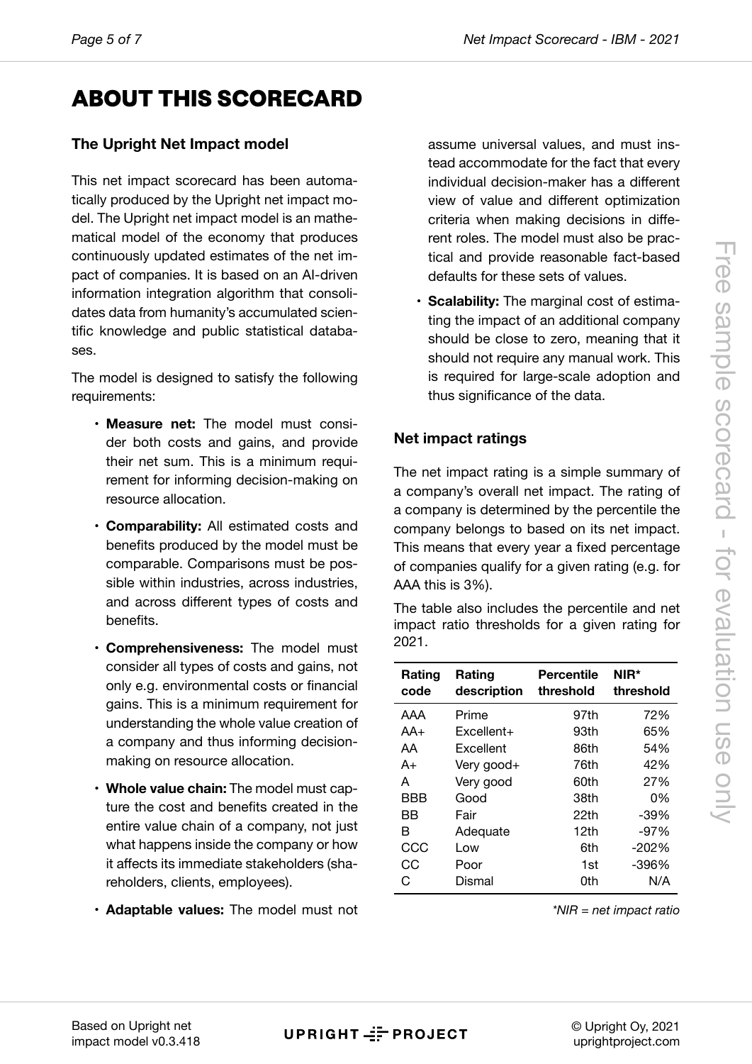# ABOUT THIS SCORECARD

### The Upright Net Impact model

This net impact scorecard has been automatically produced by the Upright net impact model. The Upright net impact model is an mathematical model of the economy that produces continuously updated estimates of the net impact of companies. It is based on an AI-driven information integration algorithm that consolidates data from humanity's accumulated scientific knowledge and public statistical databases.

The model is designed to satisfy the following requirements:

- **Measure net:** The model must consider both costs and gains, and provide their net sum. This is a minimum requirement for informing decision-making on resource allocation.
- **Comparability:** All estimated costs and benefits produced by the model must be comparable. Comparisons must be possible within industries, across industries, and across different types of costs and benefits.
- **Comprehensiveness:** The model must consider all types of costs and gains, not only e.g. environmental costs or financial gains. This is a minimum requirement for understanding the whole value creation of a company and thus informing decision-making on resource allocation.
- **Whole value chain:** The model must capture the cost and benefits created in the entire value chain of a company, not just what happens inside the company or how it affects its immediate stakeholders (shareholders, clients, employees).
- **Adaptable values:** The model must not assume universal values, and must instead accommodate for the fact that every individual decision-maker has a different view of value and different optimization criteria when making decisions in different roles. The model must also be practical and provide reasonable fact-based defaults for these sets of values.
- **Scalability:** The marginal cost of estimating the impact of an additional company should be close to zero, meaning that it should not require any manual work. This is required for large-scale adoption and thus significance of the data.

### Net impact ratings

The net impact rating is a simple summary of a company's overall net impact. The rating of a company is determined by the percentile the company belongs to based on its net impact. This means that every year a fixed percentage of companies qualify for a given rating (e.g. for AAA this is 3%).

The table also includes the percentile and net impact ratio thresholds for a given rating for 2021.

| Rating code | Rating description | Percentile threshold | NIR* threshold |
|---|---|---|---|
| AAA | Prime | 97th | 72% |
| AA+ | Excellent+ | 93th | 65% |
| AA | Excellent | 86th | 54% |
| A+ | Very good+ | 76th | 42% |
| A | Very good | 60th | 27% |
| BBB | Good | 38th | 0% |
| BB | Fair | 22th | -39% |
| B | Adequate | 12th | -97% |
| CCC | Low | 6th | -202% |
| CC | Poor | 1st | -396% |
| C | Dismal | 0th | N/A |

*\*NIR = net impact ratio*

Free sample scorecard - for evaluation use only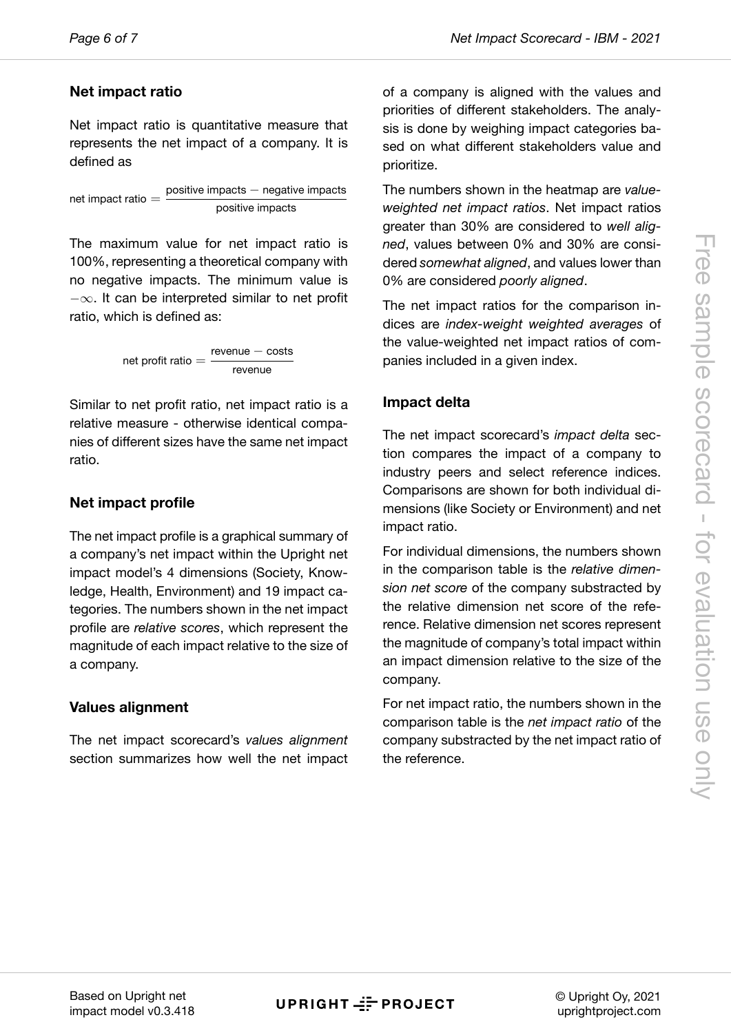### Net impact ratio

Net impact ratio is quantitative measure that represents the net impact of a company. It is defined as

$$\text{net impact ratio} = \frac{\text{positive impacts} - \text{negative impacts}}{\text{positive impacts}}$$

The maximum value for net impact ratio is 100%, representing a theoretical company with no negative impacts. The minimum value is $-\infty$. It can be interpreted similar to net profit ratio, which is defined as:

$$\text{net profit ratio} = \frac{\text{revenue} - \text{costs}}{\text{revenue}}$$

Similar to net profit ratio, net impact ratio is a relative measure - otherwise identical companies of different sizes have the same net impact ratio.

### Net impact profile

The net impact profile is a graphical summary of a company's net impact within the Upright net impact model's 4 dimensions (Society, Knowledge, Health, Environment) and 19 impact categories. The numbers shown in the net impact profile are *relative scores*, which represent the magnitude of each impact relative to the size of a company.

### Values alignment

The net impact scorecard's *values alignment* section summarizes how well the net impact of a company is aligned with the values and priorities of different stakeholders. The analysis is done by weighing impact categories based on what different stakeholders value and prioritize.

The numbers shown in the heatmap are *value-weighted net impact ratios*. Net impact ratios greater than 30% are considered to *well aligned*, values between 0% and 30% are considered *somewhat aligned*, and values lower than 0% are considered *poorly aligned*.

The net impact ratios for the comparison indices are *index-weight weighted averages* of the value-weighted net impact ratios of companies included in a given index.

### Impact delta

The net impact scorecard's *impact delta* section compares the impact of a company to industry peers and select reference indices. Comparisons are shown for both individual dimensions (like Society or Environment) and net impact ratio.

For individual dimensions, the numbers shown in the comparison table is the *relative dimension net score* of the company substracted by the relative dimension net score of the reference. Relative dimension net scores represent the magnitude of company's total impact within an impact dimension relative to the size of the company.

For net impact ratio, the numbers shown in the comparison table is the *net impact ratio* of the company substracted by the net impact ratio of the reference.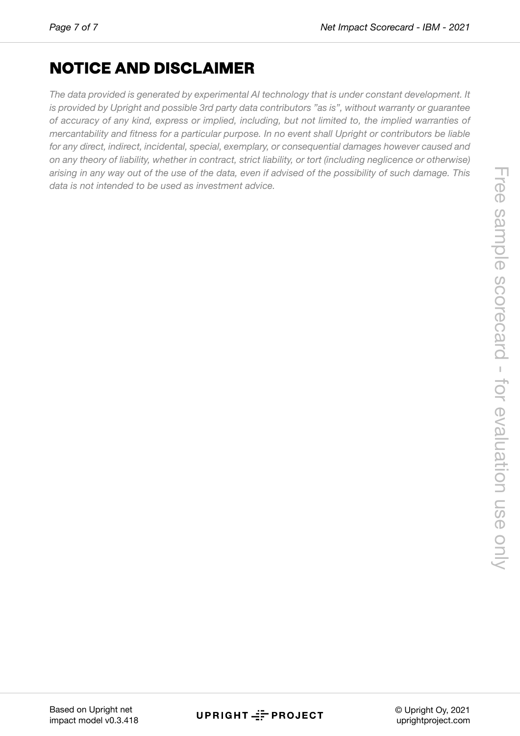# NOTICE AND DISCLAIMER

*The data provided is generated by experimental AI technology that is under constant development. It is provided by Upright and possible 3rd party data contributors "as is", without warranty or guarantee of accuracy of any kind, express or implied, including, but not limited to, the implied warranties of mercantability and fitness for a particular purpose. In no event shall Upright or contributors be liable for any direct, indirect, incidental, special, exemplary, or consequential damages however caused and on any theory of liability, whether in contract, strict liability, or tort (including neglicence or otherwise) arising in any way out of the use of the data, even if advised of the possibility of such damage. This data is not intended to be used as investment advice.*